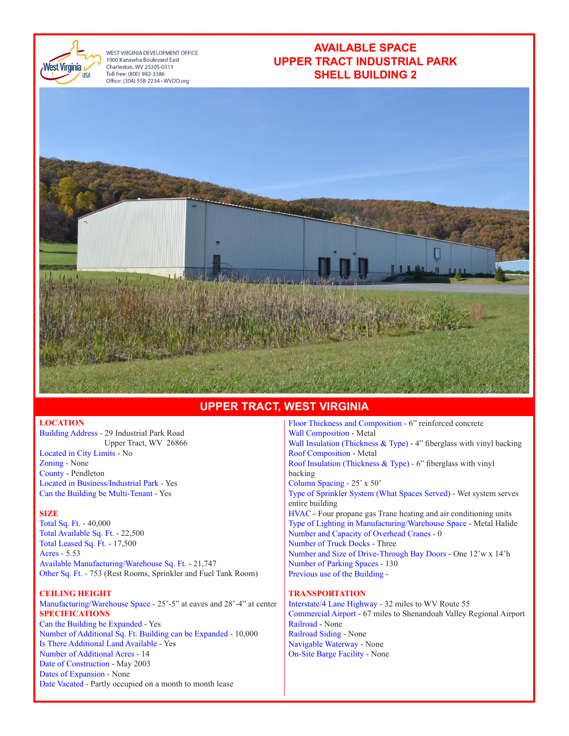WEST VIRGINIA DEVELOPMENT OFFICE
1900 Kanawha Boulevard East
Charleston, WV 25305-0311
Toll free: (800) 982-3386
Office: (304) 558-2234 • WVDO.org

# AVAILABLE SPACE
# UPPER TRACT INDUSTRIAL PARK
# SHELL BUILDING 2

## UPPER TRACT, WEST VIRGINIA

### LOCATION

Building Address - 29 Industrial Park Road
Upper Tract, WV 26866
Located in City Limits - No
Zoning - None
County - Pendleton
Located in Business/Industrial Park - Yes
Can the Building be Multi-Tenant - Yes

### SIZE

Total Sq. Ft. - 40,000
Total Available Sq. Ft. - 22,500
Total Leased Sq. Ft. - 17,500
Acres - 5.53
Available Manufacturing/Warehouse Sq. Ft. - 21,747
Other Sq. Ft. - 753 (Rest Rooms, Sprinkler and Fuel Tank Room)

### CEILING HEIGHT

Manufacturing/Warehouse Space - 25'-5" at eaves and 28'-4" at center

### SPECIFICATIONS

Can the Building be Expanded - Yes
Number of Additional Sq. Ft. Building can be Expanded - 10,000
Is There Additional Land Available - Yes
Number of Additional Acres - 14
Date of Construction - May 2003
Dates of Expansion - None
Date Vacated - Partly occupied on a month to month lease
Floor Thickness and Composition - 6" reinforced concrete
Wall Composition - Metal
Wall Insulation (Thickness & Type) - 4" fiberglass with vinyl backing
Roof Composition - Metal
Roof Insulation (Thickness & Type) - 6" fiberglass with vinyl backing
Column Spacing - 25' x 50'
Type of Sprinkler System (What Spaces Served) - Wet system serves entire building
HVAC - Four propane gas Trane heating and air conditioning units
Type of Lighting in Manufacturing/Warehouse Space - Metal Halide
Number and Capacity of Overhead Cranes - 0
Number of Truck Docks - Three
Number and Size of Drive-Through Bay Doors - One 12'w x 14'h
Number of Parking Spaces - 130
Previous use of the Building -

### TRANSPORTATION

Interstate/4 Lane Highway - 32 miles to WV Route 55
Commercial Airport - 67 miles to Shenandoah Valley Regional Airport
Railroad - None
Railroad Siding - None
Navigable Waterway - None
On-Site Barge Facility - None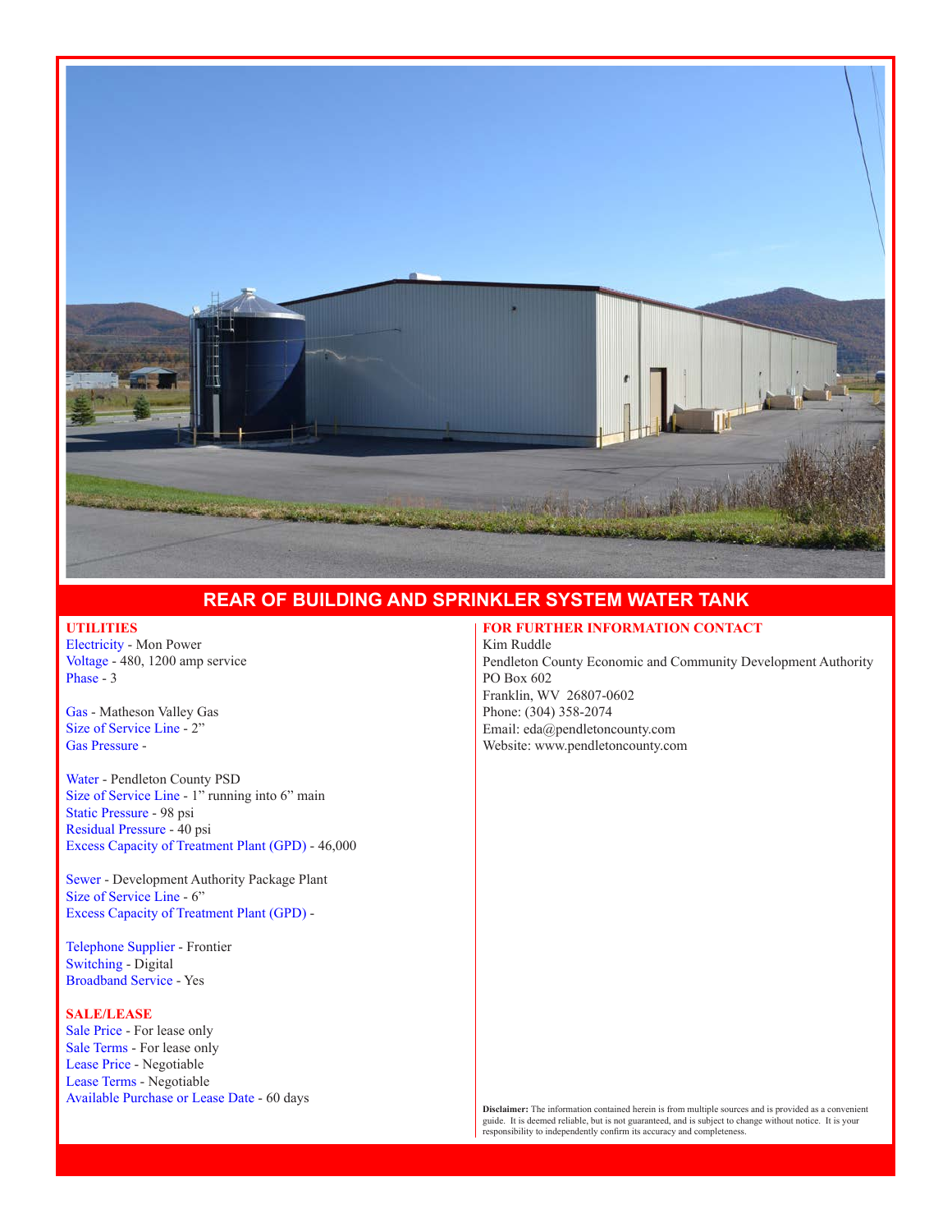## REAR OF BUILDING AND SPRINKLER SYSTEM WATER TANK

**UTILITIES**

Electricity - Mon Power
Voltage - 480, 1200 amp service
Phase - 3

Gas - Matheson Valley Gas
Size of Service Line - 2"
Gas Pressure -

Water - Pendleton County PSD
Size of Service Line - 1" running into 6" main
Static Pressure - 98 psi
Residual Pressure - 40 psi
Excess Capacity of Treatment Plant (GPD) - 46,000

Sewer - Development Authority Package Plant
Size of Service Line - 6"
Excess Capacity of Treatment Plant (GPD) -

Telephone Supplier - Frontier
Switching - Digital
Broadband Service - Yes

**SALE/LEASE**

Sale Price - For lease only
Sale Terms - For lease only
Lease Price - Negotiable
Lease Terms - Negotiable
Available Purchase or Lease Date - 60 days

**FOR FURTHER INFORMATION CONTACT**

Kim Ruddle
Pendleton County Economic and Community Development Authority
PO Box 602
Franklin, WV 26807-0602
Phone: (304) 358-2074
Email: eda@pendletoncounty.com
Website: www.pendletoncounty.com

**Disclaimer:** The information contained herein is from multiple sources and is provided as a convenient guide. It is deemed reliable, but is not guaranteed, and is subject to change without notice. It is your responsibility to independently confirm its accuracy and completeness.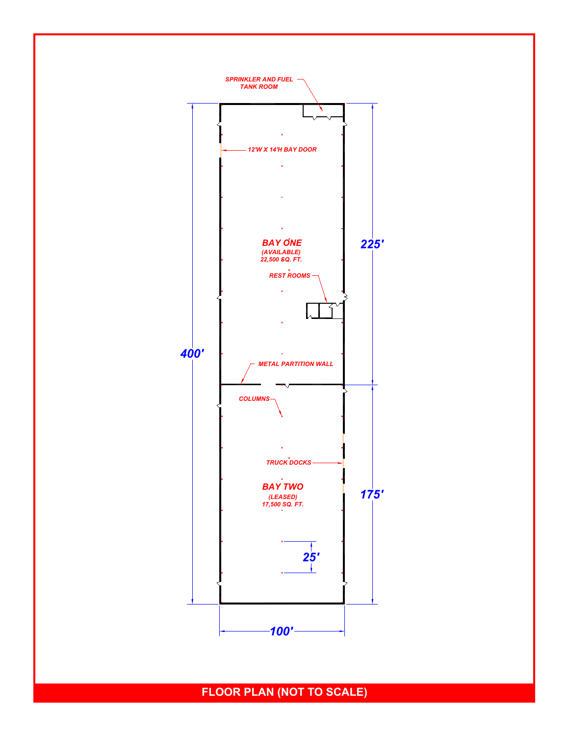SPRINKLER AND FUEL TANK ROOM

12'W X 14'H BAY DOOR

400'

225'

BAY ONE
(AVAILABLE)
22,500 SQ. FT.

REST ROOMS

METAL PARTITION WALL

COLUMNS

TRUCK DOCKS

BAY TWO
(LEASED)
17,500 SQ. FT.

175'

25'

100'

**FLOOR PLAN (NOT TO SCALE)**